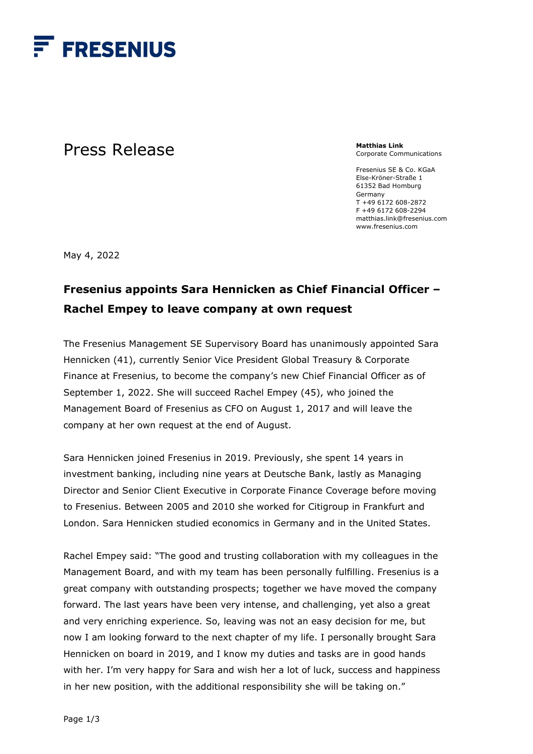FRESENIUS

# Press Release

**Matthias Link**
Corporate Communications

Fresenius SE & Co. KGaA
Else-Kröner-Straße 1
61352 Bad Homburg
Germany
T +49 6172 608-2872
F +49 6172 608-2294
matthias.link@fresenius.com
www.fresenius.com

May 4, 2022

## Fresenius appoints Sara Hennicken as Chief Financial Officer – Rachel Empey to leave company at own request

The Fresenius Management SE Supervisory Board has unanimously appointed Sara Hennicken (41), currently Senior Vice President Global Treasury & Corporate Finance at Fresenius, to become the company's new Chief Financial Officer as of September 1, 2022. She will succeed Rachel Empey (45), who joined the Management Board of Fresenius as CFO on August 1, 2017 and will leave the company at her own request at the end of August.

Sara Hennicken joined Fresenius in 2019. Previously, she spent 14 years in investment banking, including nine years at Deutsche Bank, lastly as Managing Director and Senior Client Executive in Corporate Finance Coverage before moving to Fresenius. Between 2005 and 2010 she worked for Citigroup in Frankfurt and London. Sara Hennicken studied economics in Germany and in the United States.

Rachel Empey said: "The good and trusting collaboration with my colleagues in the Management Board, and with my team has been personally fulfilling. Fresenius is a great company with outstanding prospects; together we have moved the company forward. The last years have been very intense, and challenging, yet also a great and very enriching experience. So, leaving was not an easy decision for me, but now I am looking forward to the next chapter of my life. I personally brought Sara Hennicken on board in 2019, and I know my duties and tasks are in good hands with her. I'm very happy for Sara and wish her a lot of luck, success and happiness in her new position, with the additional responsibility she will be taking on."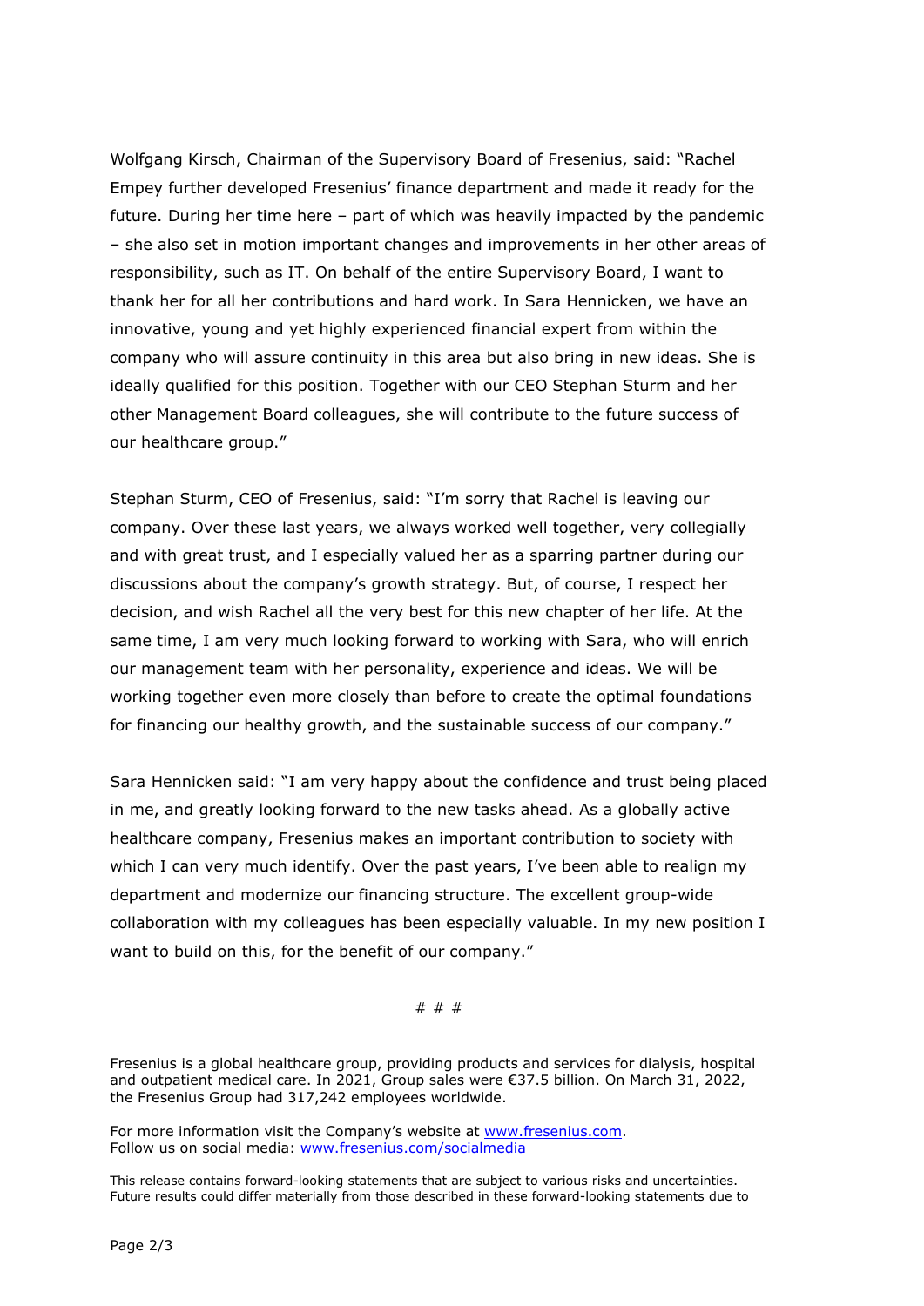Wolfgang Kirsch, Chairman of the Supervisory Board of Fresenius, said: "Rachel Empey further developed Fresenius' finance department and made it ready for the future. During her time here – part of which was heavily impacted by the pandemic – she also set in motion important changes and improvements in her other areas of responsibility, such as IT. On behalf of the entire Supervisory Board, I want to thank her for all her contributions and hard work. In Sara Hennicken, we have an innovative, young and yet highly experienced financial expert from within the company who will assure continuity in this area but also bring in new ideas. She is ideally qualified for this position. Together with our CEO Stephan Sturm and her other Management Board colleagues, she will contribute to the future success of our healthcare group."

Stephan Sturm, CEO of Fresenius, said: "I'm sorry that Rachel is leaving our company. Over these last years, we always worked well together, very collegially and with great trust, and I especially valued her as a sparring partner during our discussions about the company's growth strategy. But, of course, I respect her decision, and wish Rachel all the very best for this new chapter of her life. At the same time, I am very much looking forward to working with Sara, who will enrich our management team with her personality, experience and ideas. We will be working together even more closely than before to create the optimal foundations for financing our healthy growth, and the sustainable success of our company."

Sara Hennicken said: "I am very happy about the confidence and trust being placed in me, and greatly looking forward to the new tasks ahead. As a globally active healthcare company, Fresenius makes an important contribution to society with which I can very much identify. Over the past years, I've been able to realign my department and modernize our financing structure. The excellent group-wide collaboration with my colleagues has been especially valuable. In my new position I want to build on this, for the benefit of our company."

# # #

Fresenius is a global healthcare group, providing products and services for dialysis, hospital and outpatient medical care. In 2021, Group sales were €37.5 billion. On March 31, 2022, the Fresenius Group had 317,242 employees worldwide.

For more information visit the Company's website at [www.fresenius.com](http://www.fresenius.com).
Follow us on social media: [www.fresenius.com/socialmedia](http://www.fresenius.com/socialmedia)

This release contains forward-looking statements that are subject to various risks and uncertainties. Future results could differ materially from those described in these forward-looking statements due to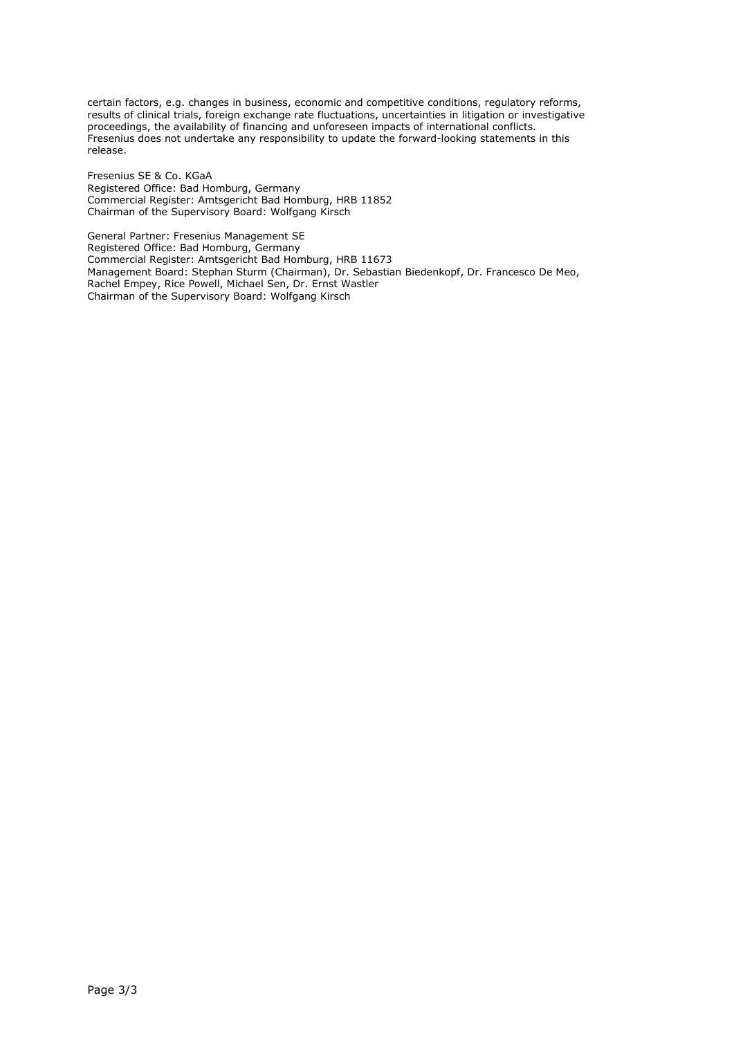certain factors, e.g. changes in business, economic and competitive conditions, regulatory reforms, results of clinical trials, foreign exchange rate fluctuations, uncertainties in litigation or investigative proceedings, the availability of financing and unforeseen impacts of international conflicts. Fresenius does not undertake any responsibility to update the forward-looking statements in this release.

Fresenius SE & Co. KGaA
Registered Office: Bad Homburg, Germany
Commercial Register: Amtsgericht Bad Homburg, HRB 11852
Chairman of the Supervisory Board: Wolfgang Kirsch

General Partner: Fresenius Management SE
Registered Office: Bad Homburg, Germany
Commercial Register: Amtsgericht Bad Homburg, HRB 11673
Management Board: Stephan Sturm (Chairman), Dr. Sebastian Biedenkopf, Dr. Francesco De Meo, Rachel Empey, Rice Powell, Michael Sen, Dr. Ernst Wastler
Chairman of the Supervisory Board: Wolfgang Kirsch